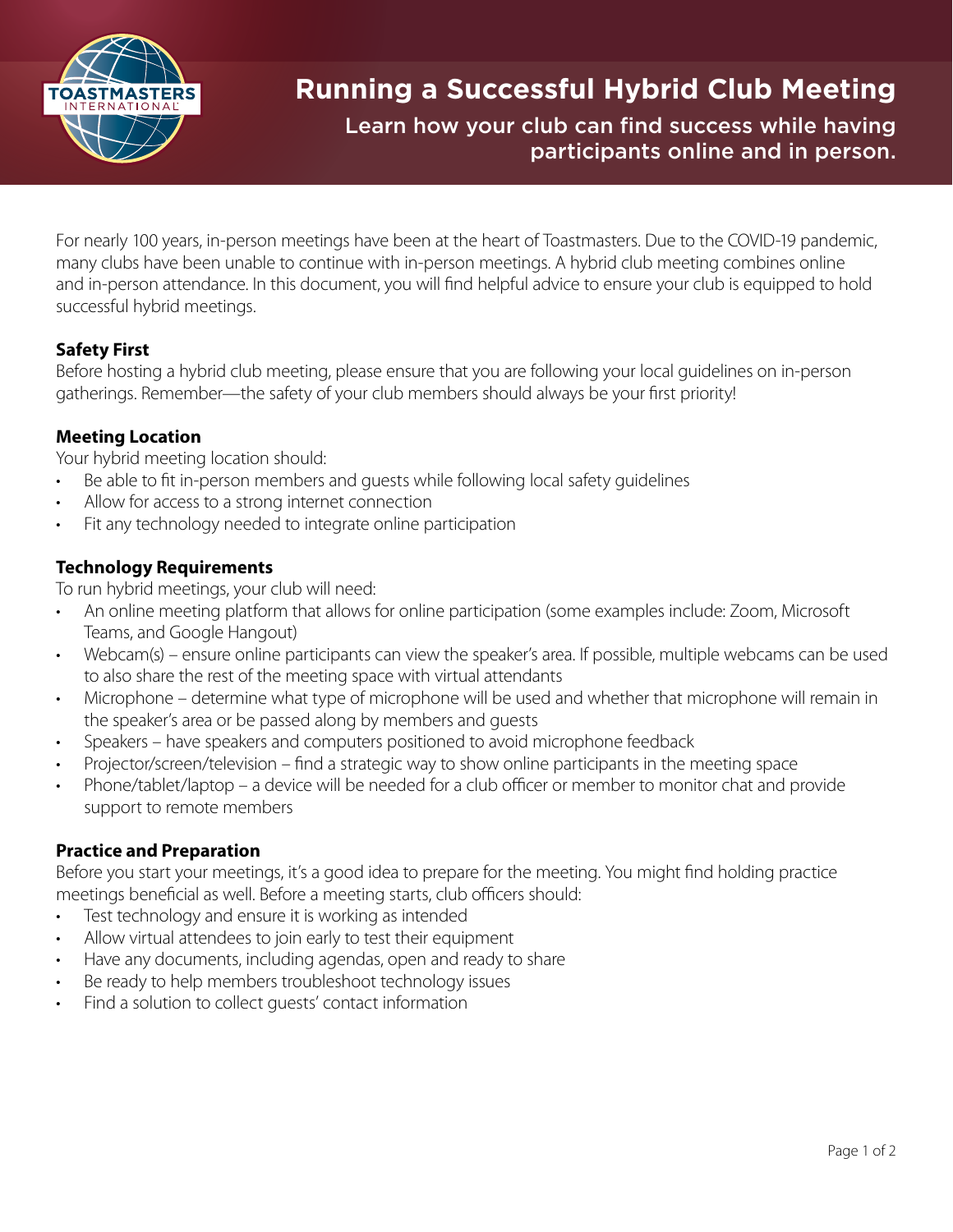# Running a Successful Hybrid Club Meeting

## Learn how your club can find success while having participants online and in person.

For nearly 100 years, in-person meetings have been at the heart of Toastmasters. Due to the COVID-19 pandemic, many clubs have been unable to continue with in-person meetings. A hybrid club meeting combines online and in-person attendance. In this document, you will find helpful advice to ensure your club is equipped to hold successful hybrid meetings.

### Safety First

Before hosting a hybrid club meeting, please ensure that you are following your local guidelines on in-person gatherings. Remember—the safety of your club members should always be your first priority!

### Meeting Location

Your hybrid meeting location should:

- Be able to fit in-person members and guests while following local safety guidelines
- Allow for access to a strong internet connection
- Fit any technology needed to integrate online participation

### Technology Requirements

To run hybrid meetings, your club will need:

- An online meeting platform that allows for online participation (some examples include: Zoom, Microsoft Teams, and Google Hangout)
- Webcam(s) – ensure online participants can view the speaker's area. If possible, multiple webcams can be used to also share the rest of the meeting space with virtual attendants
- Microphone – determine what type of microphone will be used and whether that microphone will remain in the speaker's area or be passed along by members and guests
- Speakers – have speakers and computers positioned to avoid microphone feedback
- Projector/screen/television – find a strategic way to show online participants in the meeting space
- Phone/tablet/laptop – a device will be needed for a club officer or member to monitor chat and provide support to remote members

### Practice and Preparation

Before you start your meetings, it's a good idea to prepare for the meeting. You might find holding practice meetings beneficial as well. Before a meeting starts, club officers should:

- Test technology and ensure it is working as intended
- Allow virtual attendees to join early to test their equipment
- Have any documents, including agendas, open and ready to share
- Be ready to help members troubleshoot technology issues
- Find a solution to collect guests' contact information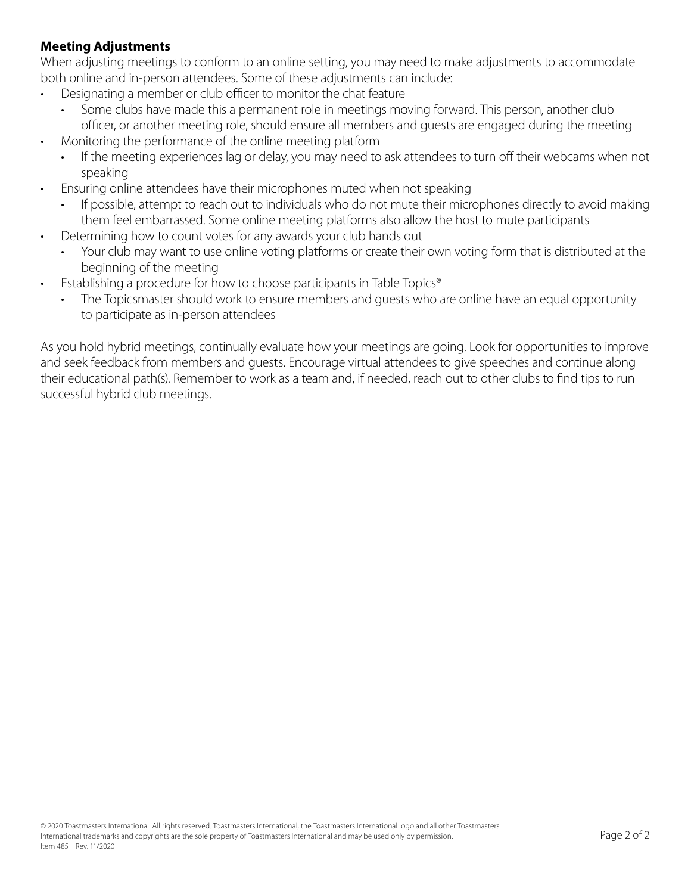### Meeting Adjustments

When adjusting meetings to conform to an online setting, you may need to make adjustments to accommodate both online and in-person attendees. Some of these adjustments can include:

- Designating a member or club officer to monitor the chat feature
  - Some clubs have made this a permanent role in meetings moving forward. This person, another club officer, or another meeting role, should ensure all members and guests are engaged during the meeting
- Monitoring the performance of the online meeting platform
  - If the meeting experiences lag or delay, you may need to ask attendees to turn off their webcams when not speaking
- Ensuring online attendees have their microphones muted when not speaking
  - If possible, attempt to reach out to individuals who do not mute their microphones directly to avoid making them feel embarrassed. Some online meeting platforms also allow the host to mute participants
- Determining how to count votes for any awards your club hands out
  - Your club may want to use online voting platforms or create their own voting form that is distributed at the beginning of the meeting
- Establishing a procedure for how to choose participants in Table Topics®
  - The Topicsmaster should work to ensure members and guests who are online have an equal opportunity to participate as in-person attendees

As you hold hybrid meetings, continually evaluate how your meetings are going. Look for opportunities to improve and seek feedback from members and guests. Encourage virtual attendees to give speeches and continue along their educational path(s). Remember to work as a team and, if needed, reach out to other clubs to find tips to run successful hybrid club meetings.

© 2020 Toastmasters International. All rights reserved. Toastmasters International, the Toastmasters International logo and all other Toastmasters International trademarks and copyrights are the sole property of Toastmasters International and may be used only by permission.
Item 485 Rev. 11/2020